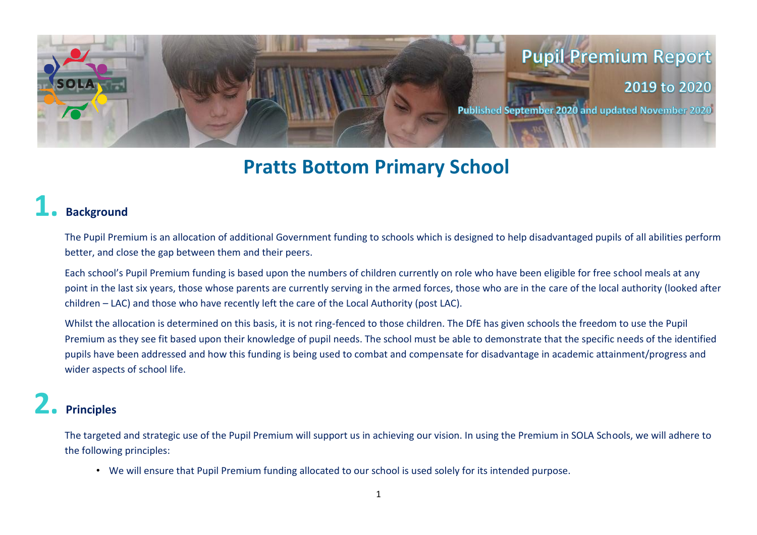Pupil Premium Report

2019 to 2020

Published September 2020 and updated November 2020

# Pratts Bottom Primary School

## 1. Background

The Pupil Premium is an allocation of additional Government funding to schools which is designed to help disadvantaged pupils of all abilities perform better, and close the gap between them and their peers.

Each school's Pupil Premium funding is based upon the numbers of children currently on role who have been eligible for free school meals at any point in the last six years, those whose parents are currently serving in the armed forces, those who are in the care of the local authority (looked after children – LAC) and those who have recently left the care of the Local Authority (post LAC).

Whilst the allocation is determined on this basis, it is not ring-fenced to those children. The DfE has given schools the freedom to use the Pupil Premium as they see fit based upon their knowledge of pupil needs. The school must be able to demonstrate that the specific needs of the identified pupils have been addressed and how this funding is being used to combat and compensate for disadvantage in academic attainment/progress and wider aspects of school life.

## 2. Principles

The targeted and strategic use of the Pupil Premium will support us in achieving our vision. In using the Premium in SOLA Schools, we will adhere to the following principles:

- We will ensure that Pupil Premium funding allocated to our school is used solely for its intended purpose.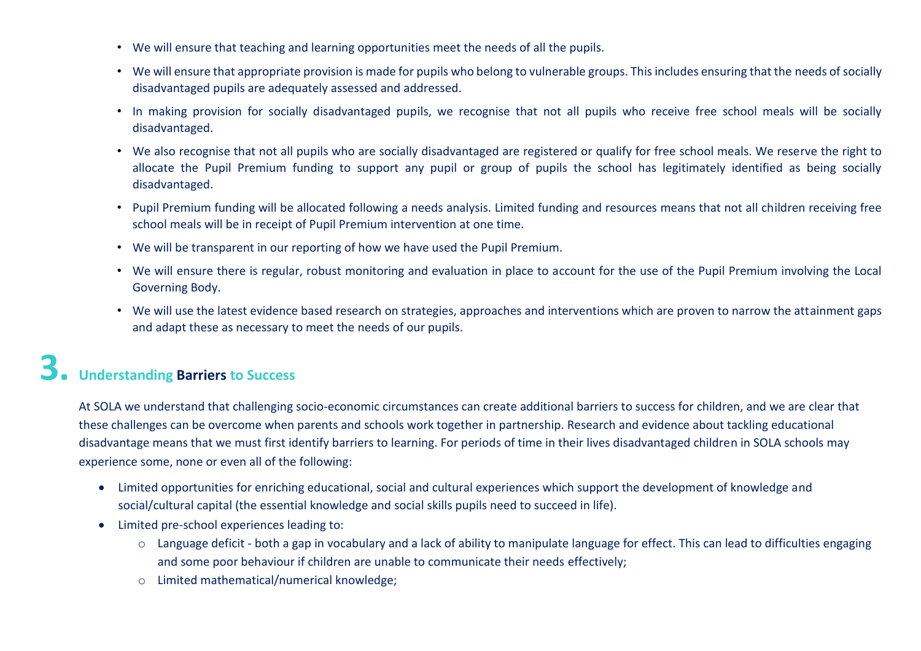- We will ensure that teaching and learning opportunities meet the needs of all the pupils.
- We will ensure that appropriate provision is made for pupils who belong to vulnerable groups. This includes ensuring that the needs of socially disadvantaged pupils are adequately assessed and addressed.
- In making provision for socially disadvantaged pupils, we recognise that not all pupils who receive free school meals will be socially disadvantaged.
- We also recognise that not all pupils who are socially disadvantaged are registered or qualify for free school meals. We reserve the right to allocate the Pupil Premium funding to support any pupil or group of pupils the school has legitimately identified as being socially disadvantaged.
- Pupil Premium funding will be allocated following a needs analysis. Limited funding and resources means that not all children receiving free school meals will be in receipt of Pupil Premium intervention at one time.
- We will be transparent in our reporting of how we have used the Pupil Premium.
- We will ensure there is regular, robust monitoring and evaluation in place to account for the use of the Pupil Premium involving the Local Governing Body.
- We will use the latest evidence based research on strategies, approaches and interventions which are proven to narrow the attainment gaps and adapt these as necessary to meet the needs of our pupils.

## 3. Understanding **Barriers** to Success

At SOLA we understand that challenging socio-economic circumstances can create additional barriers to success for children, and we are clear that these challenges can be overcome when parents and schools work together in partnership. Research and evidence about tackling educational disadvantage means that we must first identify barriers to learning. For periods of time in their lives disadvantaged children in SOLA schools may experience some, none or even all of the following:

- Limited opportunities for enriching educational, social and cultural experiences which support the development of knowledge and social/cultural capital (the essential knowledge and social skills pupils need to succeed in life).
- Limited pre-school experiences leading to:
  - Language deficit - both a gap in vocabulary and a lack of ability to manipulate language for effect. This can lead to difficulties engaging and some poor behaviour if children are unable to communicate their needs effectively;
  - Limited mathematical/numerical knowledge;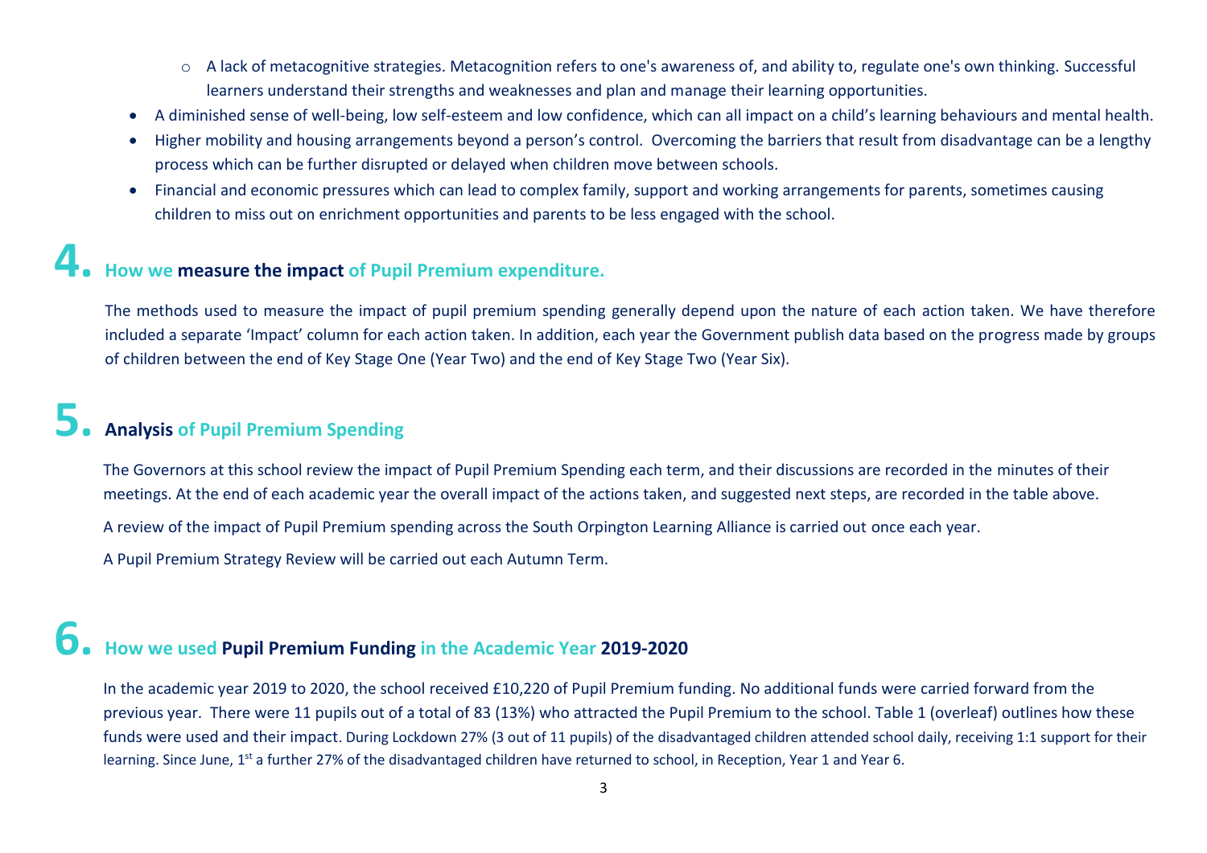- A lack of metacognitive strategies. Metacognition refers to one's awareness of, and ability to, regulate one's own thinking. Successful learners understand their strengths and weaknesses and plan and manage their learning opportunities.
- A diminished sense of well-being, low self-esteem and low confidence, which can all impact on a child's learning behaviours and mental health.
- Higher mobility and housing arrangements beyond a person's control. Overcoming the barriers that result from disadvantage can be a lengthy process which can be further disrupted or delayed when children move between schools.
- Financial and economic pressures which can lead to complex family, support and working arrangements for parents, sometimes causing children to miss out on enrichment opportunities and parents to be less engaged with the school.

## 4. How we **measure the impact** of Pupil Premium expenditure.

The methods used to measure the impact of pupil premium spending generally depend upon the nature of each action taken. We have therefore included a separate 'Impact' column for each action taken. In addition, each year the Government publish data based on the progress made by groups of children between the end of Key Stage One (Year Two) and the end of Key Stage Two (Year Six).

## 5. **Analysis** of Pupil Premium Spending

The Governors at this school review the impact of Pupil Premium Spending each term, and their discussions are recorded in the minutes of their meetings. At the end of each academic year the overall impact of the actions taken, and suggested next steps, are recorded in the table above.

A review of the impact of Pupil Premium spending across the South Orpington Learning Alliance is carried out once each year.

A Pupil Premium Strategy Review will be carried out each Autumn Term.

## 6. How we used **Pupil Premium Funding** in the Academic Year **2019-2020**

In the academic year 2019 to 2020, the school received £10,220 of Pupil Premium funding. No additional funds were carried forward from the previous year. There were 11 pupils out of a total of 83 (13%) who attracted the Pupil Premium to the school. Table 1 (overleaf) outlines how these funds were used and their impact. During Lockdown 27% (3 out of 11 pupils) of the disadvantaged children attended school daily, receiving 1:1 support for their learning. Since June, 1st a further 27% of the disadvantaged children have returned to school, in Reception, Year 1 and Year 6.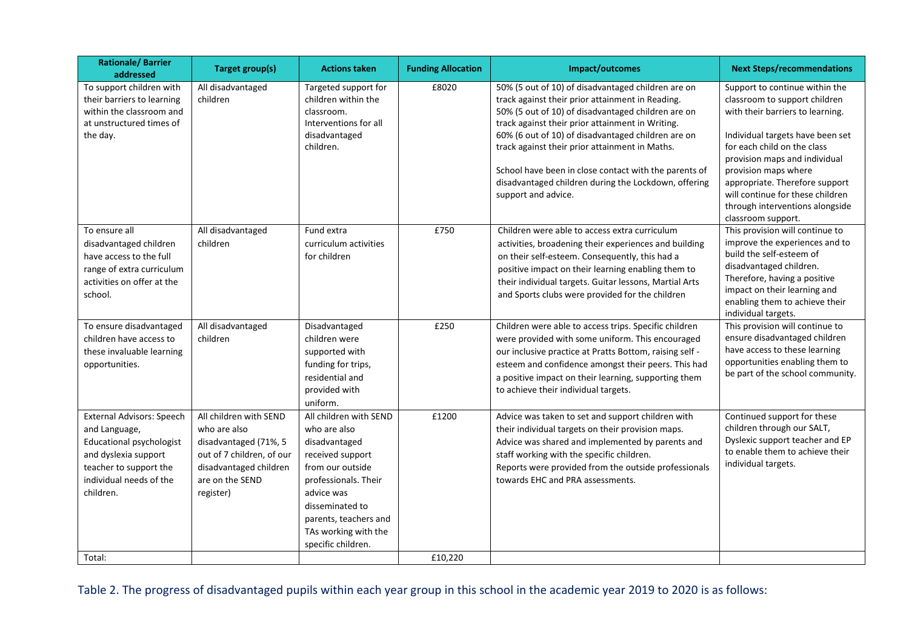| Rationale/ Barrier addressed | Target group(s) | Actions taken | Funding Allocation | Impact/outcomes | Next Steps/recommendations |
|---|---|---|---|---|---|
| To support children with their barriers to learning within the classroom and at unstructured times of the day. | All disadvantaged children | Targeted support for children within the classroom. Interventions for all disadvantaged children. | £8020 | 50% (5 out of 10) of disadvantaged children are on track against their prior attainment in Reading. 50% (5 out of 10) of disadvantaged children are on track against their prior attainment in Writing. 60% (6 out of 10) of disadvantaged children are on track against their prior attainment in Maths.<br><br>School have been in close contact with the parents of disadvantaged children during the Lockdown, offering support and advice. | Support to continue within the classroom to support children with their barriers to learning.<br><br>Individual targets have been set for each child on the class provision maps and individual provision maps where appropriate. Therefore support will continue for these children through interventions alongside classroom support. |
| To ensure all disadvantaged children have access to the full range of extra curriculum activities on offer at the school. | All disadvantaged children | Fund extra curriculum activities for children | £750 | Children were able to access extra curriculum activities, broadening their experiences and building on their self-esteem. Consequently, this had a positive impact on their learning enabling them to their individual targets. Guitar lessons, Martial Arts and Sports clubs were provided for the children | This provision will continue to improve the experiences and to build the self-esteem of disadvantaged children. Therefore, having a positive impact on their learning and enabling them to achieve their individual targets. |
| To ensure disadvantaged children have access to these invaluable learning opportunities. | All disadvantaged children | Disadvantaged children were supported with funding for trips, residential and provided with uniform. | £250 | Children were able to access trips. Specific children were provided with some uniform. This encouraged our inclusive practice at Pratts Bottom, raising self - esteem and confidence amongst their peers. This had a positive impact on their learning, supporting them to achieve their individual targets. | This provision will continue to ensure disadvantaged children have access to these learning opportunities enabling them to be part of the school community. |
| External Advisors: Speech and Language, Educational psychologist and dyslexia support teacher to support the individual needs of the children. | All children with SEND who are also disadvantaged (71%, 5 out of 7 children, of our disadvantaged children are on the SEND register) | All children with SEND who are also disadvantaged received support from our outside professionals. Their advice was disseminated to parents, teachers and TAs working with the specific children. | £1200 | Advice was taken to set and support children with their individual targets on their provision maps. Advice was shared and implemented by parents and staff working with the specific children. Reports were provided from the outside professionals towards EHC and PRA assessments. | Continued support for these children through our SALT, Dyslexic support teacher and EP to enable them to achieve their individual targets. |
| Total: | | | £10,220 | | |

Table 2. The progress of disadvantaged pupils within each year group in this school in the academic year 2019 to 2020 is as follows: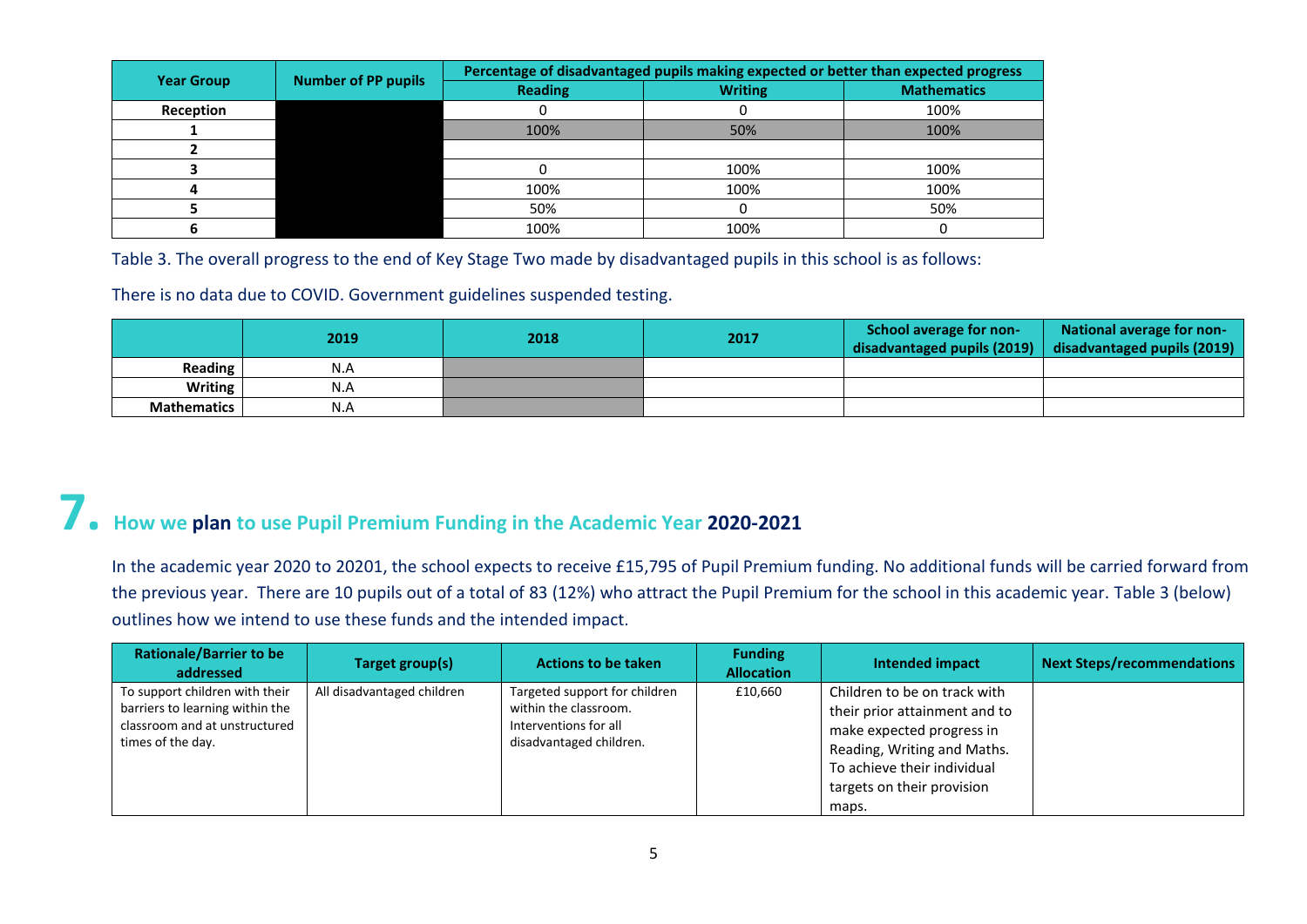| Year Group | Number of PP pupils | Percentage of disadvantaged pupils making expected or better than expected progress | | |
|---|---|---|---|---|
| | | Reading | Writing | Mathematics |
| Reception | | 0 | 0 | 100% |
| 1 | | 100% | 50% | 100% |
| 2 | | | | |
| 3 | | 0 | 100% | 100% |
| 4 | | 100% | 100% | 100% |
| 5 | | 50% | 0 | 50% |
| 6 | | 100% | 100% | 0 |

Table 3. The overall progress to the end of Key Stage Two made by disadvantaged pupils in this school is as follows:

There is no data due to COVID. Government guidelines suspended testing.

| | 2019 | 2018 | 2017 | School average for non-disadvantaged pupils (2019) | National average for non-disadvantaged pupils (2019) |
|---|---|---|---|---|---|
| Reading | N.A | | | | |
| Writing | N.A | | | | |
| Mathematics | N.A | | | | |

# 7. How we plan to use Pupil Premium Funding in the Academic Year 2020-2021

In the academic year 2020 to 20201, the school expects to receive £15,795 of Pupil Premium funding. No additional funds will be carried forward from the previous year. There are 10 pupils out of a total of 83 (12%) who attract the Pupil Premium for the school in this academic year. Table 3 (below) outlines how we intend to use these funds and the intended impact.

| Rationale/Barrier to be addressed | Target group(s) | Actions to be taken | Funding Allocation | Intended impact | Next Steps/recommendations |
|---|---|---|---|---|---|
| To support children with their barriers to learning within the classroom and at unstructured times of the day. | All disadvantaged children | Targeted support for children within the classroom. Interventions for all disadvantaged children. | £10,660 | Children to be on track with their prior attainment and to make expected progress in Reading, Writing and Maths. To achieve their individual targets on their provision maps. | |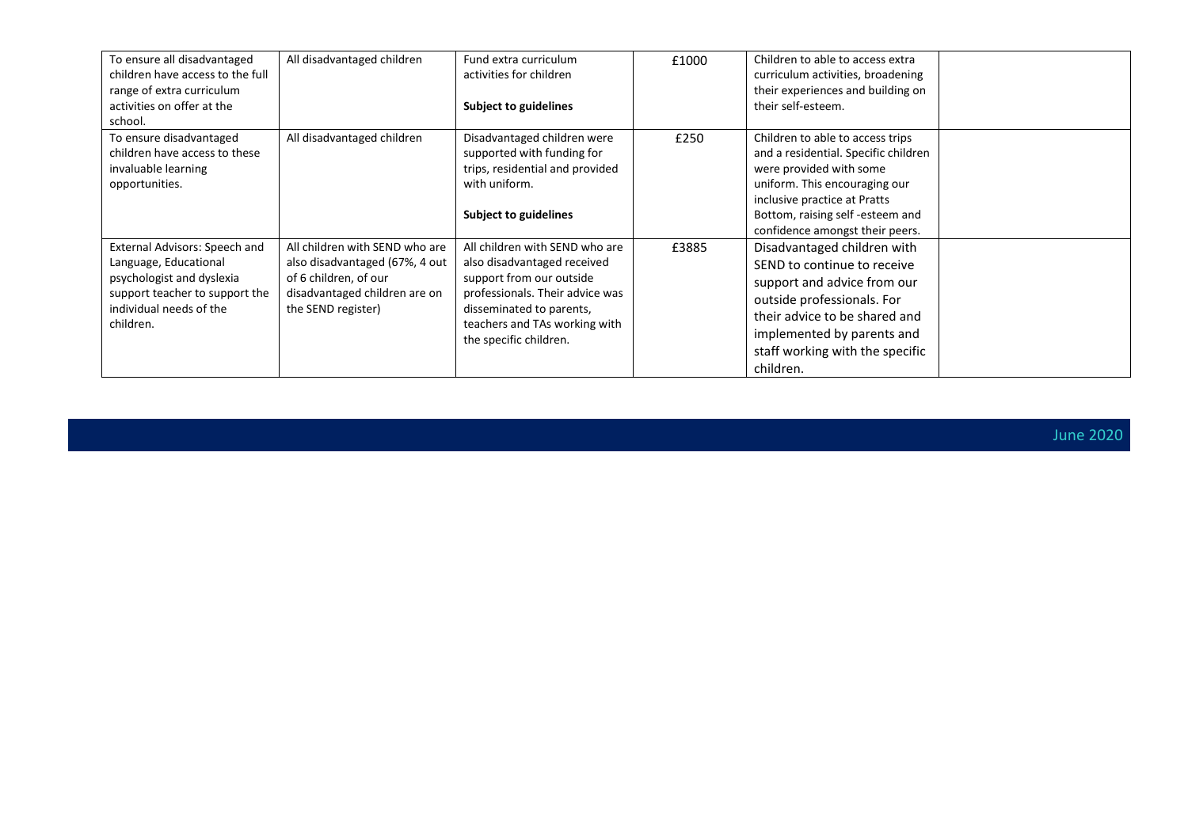| | | | | | |
|---|---|---|---|---|---|
| To ensure all disadvantaged children have access to the full range of extra curriculum activities on offer at the school. | All disadvantaged children | Fund extra curriculum activities for children<br><br>**Subject to guidelines** | £1000 | Children to able to access extra curriculum activities, broadening their experiences and building on their self-esteem. | |
| To ensure disadvantaged children have access to these invaluable learning opportunities. | All disadvantaged children | Disadvantaged children were supported with funding for trips, residential and provided with uniform.<br><br>**Subject to guidelines** | £250 | Children to able to access trips and a residential. Specific children were provided with some uniform. This encouraging our inclusive practice at Pratts Bottom, raising self -esteem and confidence amongst their peers. | |
| External Advisors: Speech and Language, Educational psychologist and dyslexia support teacher to support the individual needs of the children. | All children with SEND who are also disadvantaged (67%, 4 out of 6 children, of our disadvantaged children are on the SEND register) | All children with SEND who are also disadvantaged received support from our outside professionals. Their advice was disseminated to parents, teachers and TAs working with the specific children. | £3885 | Disadvantaged children with SEND to continue to receive support and advice from our outside professionals. For their advice to be shared and implemented by parents and staff working with the specific children. | |